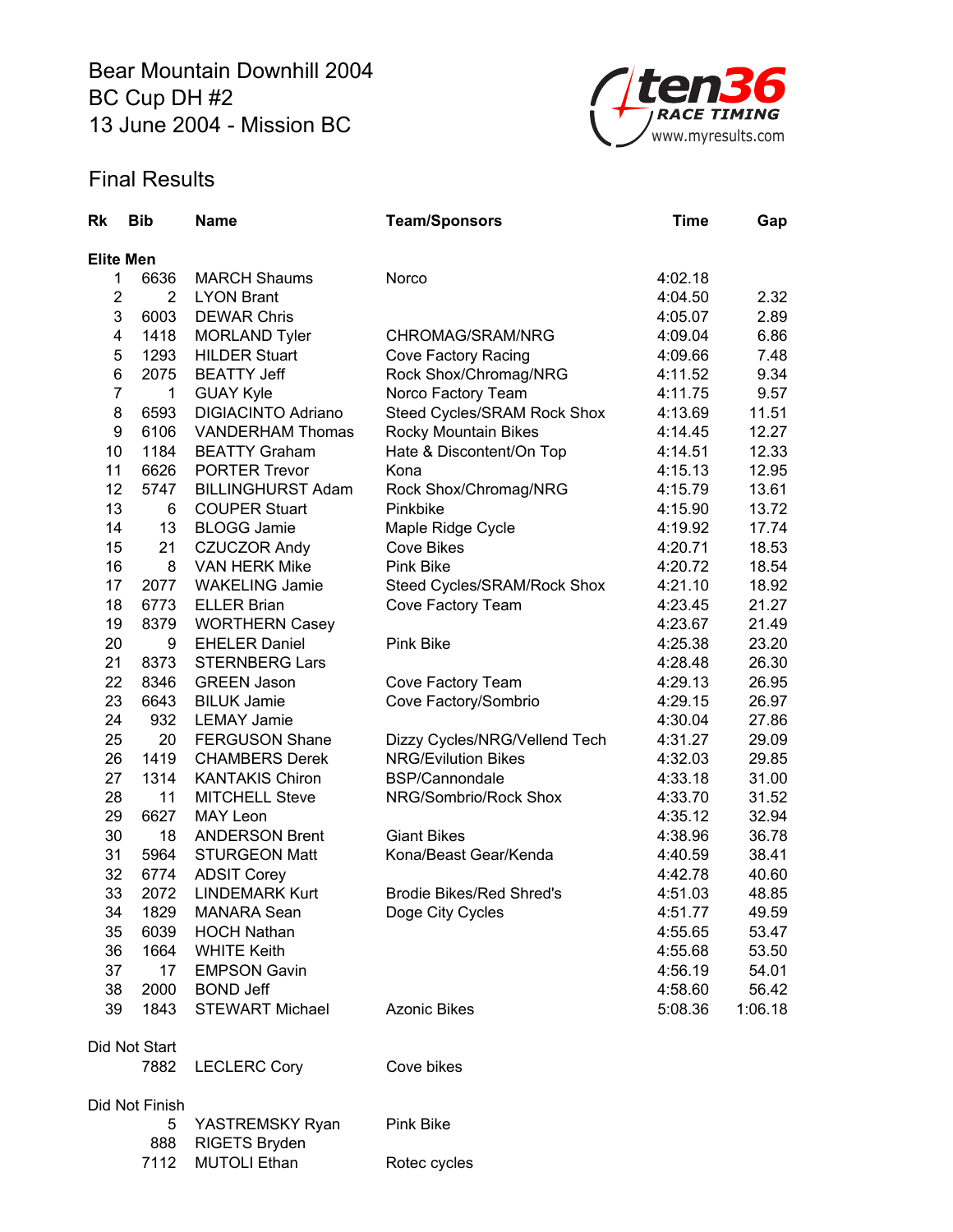# Bear Mountain Downhill 2004
BC Cup DH #2
13 June 2004 - Mission BC

ten36 RACE TIMING
www.myresults.com

## Final Results

| Rk | Bib | Name | Team/Sponsors | Time | Gap |
|---|---|---|---|---|---|
| **Elite Men** | | | | | |
| 1 | 6636 | MARCH Shaums | Norco | 4:02.18 | |
| 2 | 2 | LYON Brant | | 4:04.50 | 2.32 |
| 3 | 6003 | DEWAR Chris | | 4:05.07 | 2.89 |
| 4 | 1418 | MORLAND Tyler | CHROMAG/SRAM/NRG | 4:09.04 | 6.86 |
| 5 | 1293 | HILDER Stuart | Cove Factory Racing | 4:09.66 | 7.48 |
| 6 | 2075 | BEATTY Jeff | Rock Shox/Chromag/NRG | 4:11.52 | 9.34 |
| 7 | 1 | GUAY Kyle | Norco Factory Team | 4:11.75 | 9.57 |
| 8 | 6593 | DIGIACINTO Adriano | Steed Cycles/SRAM Rock Shox | 4:13.69 | 11.51 |
| 9 | 6106 | VANDERHAM Thomas | Rocky Mountain Bikes | 4:14.45 | 12.27 |
| 10 | 1184 | BEATTY Graham | Hate & Discontent/On Top | 4:14.51 | 12.33 |
| 11 | 6626 | PORTER Trevor | Kona | 4:15.13 | 12.95 |
| 12 | 5747 | BILLINGHURST Adam | Rock Shox/Chromag/NRG | 4:15.79 | 13.61 |
| 13 | 6 | COUPER Stuart | Pinkbike | 4:15.90 | 13.72 |
| 14 | 13 | BLOGG Jamie | Maple Ridge Cycle | 4:19.92 | 17.74 |
| 15 | 21 | CZUCZOR Andy | Cove Bikes | 4:20.71 | 18.53 |
| 16 | 8 | VAN HERK Mike | Pink Bike | 4:20.72 | 18.54 |
| 17 | 2077 | WAKELING Jamie | Steed Cycles/SRAM/Rock Shox | 4:21.10 | 18.92 |
| 18 | 6773 | ELLER Brian | Cove Factory Team | 4:23.45 | 21.27 |
| 19 | 8379 | WORTHERN Casey | | 4:23.67 | 21.49 |
| 20 | 9 | EHELER Daniel | Pink Bike | 4:25.38 | 23.20 |
| 21 | 8373 | STERNBERG Lars | | 4:28.48 | 26.30 |
| 22 | 8346 | GREEN Jason | Cove Factory Team | 4:29.13 | 26.95 |
| 23 | 6643 | BILUK Jamie | Cove Factory/Sombrio | 4:29.15 | 26.97 |
| 24 | 932 | LEMAY Jamie | | 4:30.04 | 27.86 |
| 25 | 20 | FERGUSON Shane | Dizzy Cycles/NRG/Vellend Tech | 4:31.27 | 29.09 |
| 26 | 1419 | CHAMBERS Derek | NRG/Evilution Bikes | 4:32.03 | 29.85 |
| 27 | 1314 | KANTAKIS Chiron | BSP/Cannondale | 4:33.18 | 31.00 |
| 28 | 11 | MITCHELL Steve | NRG/Sombrio/Rock Shox | 4:33.70 | 31.52 |
| 29 | 6627 | MAY Leon | | 4:35.12 | 32.94 |
| 30 | 18 | ANDERSON Brent | Giant Bikes | 4:38.96 | 36.78 |
| 31 | 5964 | STURGEON Matt | Kona/Beast Gear/Kenda | 4:40.59 | 38.41 |
| 32 | 6774 | ADSIT Corey | | 4:42.78 | 40.60 |
| 33 | 2072 | LINDEMARK Kurt | Brodie Bikes/Red Shred's | 4:51.03 | 48.85 |
| 34 | 1829 | MANARA Sean | Doge City Cycles | 4:51.77 | 49.59 |
| 35 | 6039 | HOCH Nathan | | 4:55.65 | 53.47 |
| 36 | 1664 | WHITE Keith | | 4:55.68 | 53.50 |
| 37 | 17 | EMPSON Gavin | | 4:56.19 | 54.01 |
| 38 | 2000 | BOND Jeff | | 4:58.60 | 56.42 |
| 39 | 1843 | STEWART Michael | Azonic Bikes | 5:08.36 | 1:06.18 |
| Did Not Start | | | | | |
| | 7882 | LECLERC Cory | Cove bikes | | |
| Did Not Finish | | | | | |
| | 5 | YASTREMSKY Ryan | Pink Bike | | |
| | 888 | RIGETS Bryden | | | |
| | 7112 | MUTOLI Ethan | Rotec cycles | | |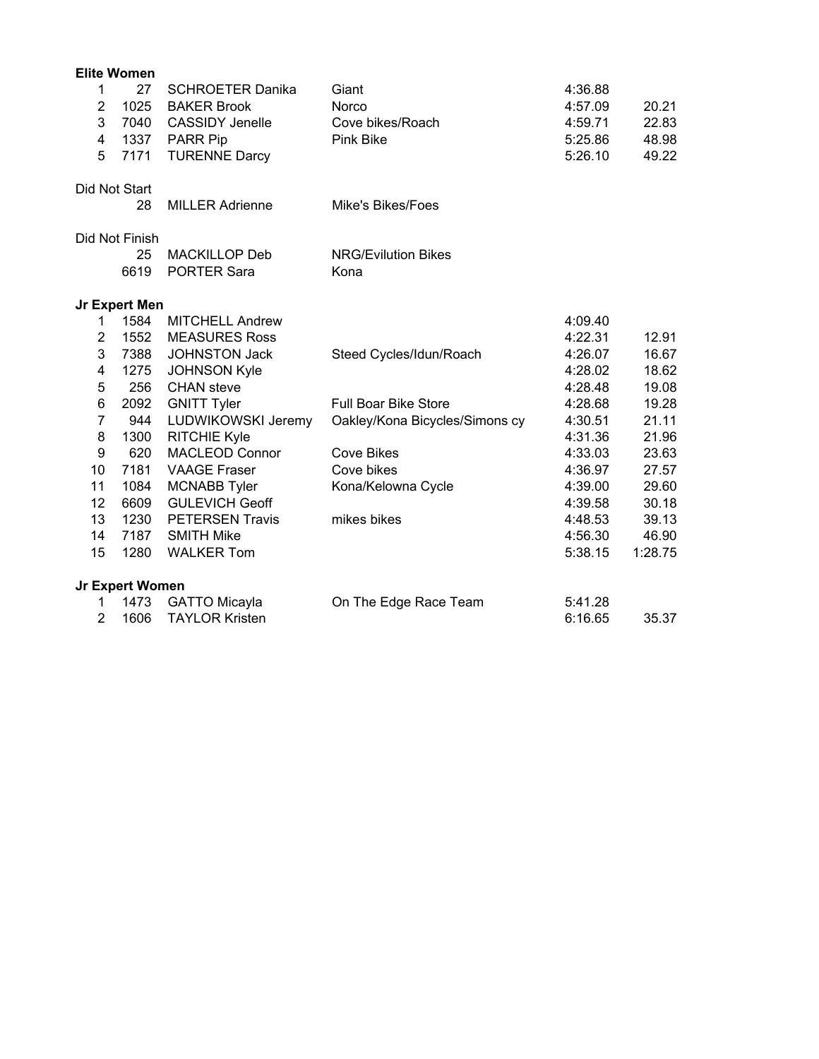**Elite Women**

| Place | No. | Name | Team | Time | Gap |
|---|---|---|---|---|---|
| 1 | 27 | SCHROETER Danika | Giant | 4:36.88 | |
| 2 | 1025 | BAKER Brook | Norco | 4:57.09 | 20.21 |
| 3 | 7040 | CASSIDY Jenelle | Cove bikes/Roach | 4:59.71 | 22.83 |
| 4 | 1337 | PARR Pip | Pink Bike | 5:25.86 | 48.98 |
| 5 | 7171 | TURENNE Darcy | | 5:26.10 | 49.22 |

Did Not Start

| No. | Name | Team |
|---|---|---|
| 28 | MILLER Adrienne | Mike's Bikes/Foes |

Did Not Finish

| No. | Name | Team |
|---|---|---|
| 25 | MACKILLOP Deb | NRG/Evilution Bikes |
| 6619 | PORTER Sara | Kona |

**Jr Expert Men**

| Place | No. | Name | Team | Time | Gap |
|---|---|---|---|---|---|
| 1 | 1584 | MITCHELL Andrew | | 4:09.40 | |
| 2 | 1552 | MEASURES Ross | | 4:22.31 | 12.91 |
| 3 | 7388 | JOHNSTON Jack | Steed Cycles/Idun/Roach | 4:26.07 | 16.67 |
| 4 | 1275 | JOHNSON Kyle | | 4:28.02 | 18.62 |
| 5 | 256 | CHAN steve | | 4:28.48 | 19.08 |
| 6 | 2092 | GNITT Tyler | Full Boar Bike Store | 4:28.68 | 19.28 |
| 7 | 944 | LUDWIKOWSKI Jeremy | Oakley/Kona Bicycles/Simons cy | 4:30.51 | 21.11 |
| 8 | 1300 | RITCHIE Kyle | | 4:31.36 | 21.96 |
| 9 | 620 | MACLEOD Connor | Cove Bikes | 4:33.03 | 23.63 |
| 10 | 7181 | VAAGE Fraser | Cove bikes | 4:36.97 | 27.57 |
| 11 | 1084 | MCNABB Tyler | Kona/Kelowna Cycle | 4:39.00 | 29.60 |
| 12 | 6609 | GULEVICH Geoff | | 4:39.58 | 30.18 |
| 13 | 1230 | PETERSEN Travis | mikes bikes | 4:48.53 | 39.13 |
| 14 | 7187 | SMITH Mike | | 4:56.30 | 46.90 |
| 15 | 1280 | WALKER Tom | | 5:38.15 | 1:28.75 |

**Jr Expert Women**

| Place | No. | Name | Team | Time | Gap |
|---|---|---|---|---|---|
| 1 | 1473 | GATTO Micayla | On The Edge Race Team | 5:41.28 | |
| 2 | 1606 | TAYLOR Kristen | | 6:16.65 | 35.37 |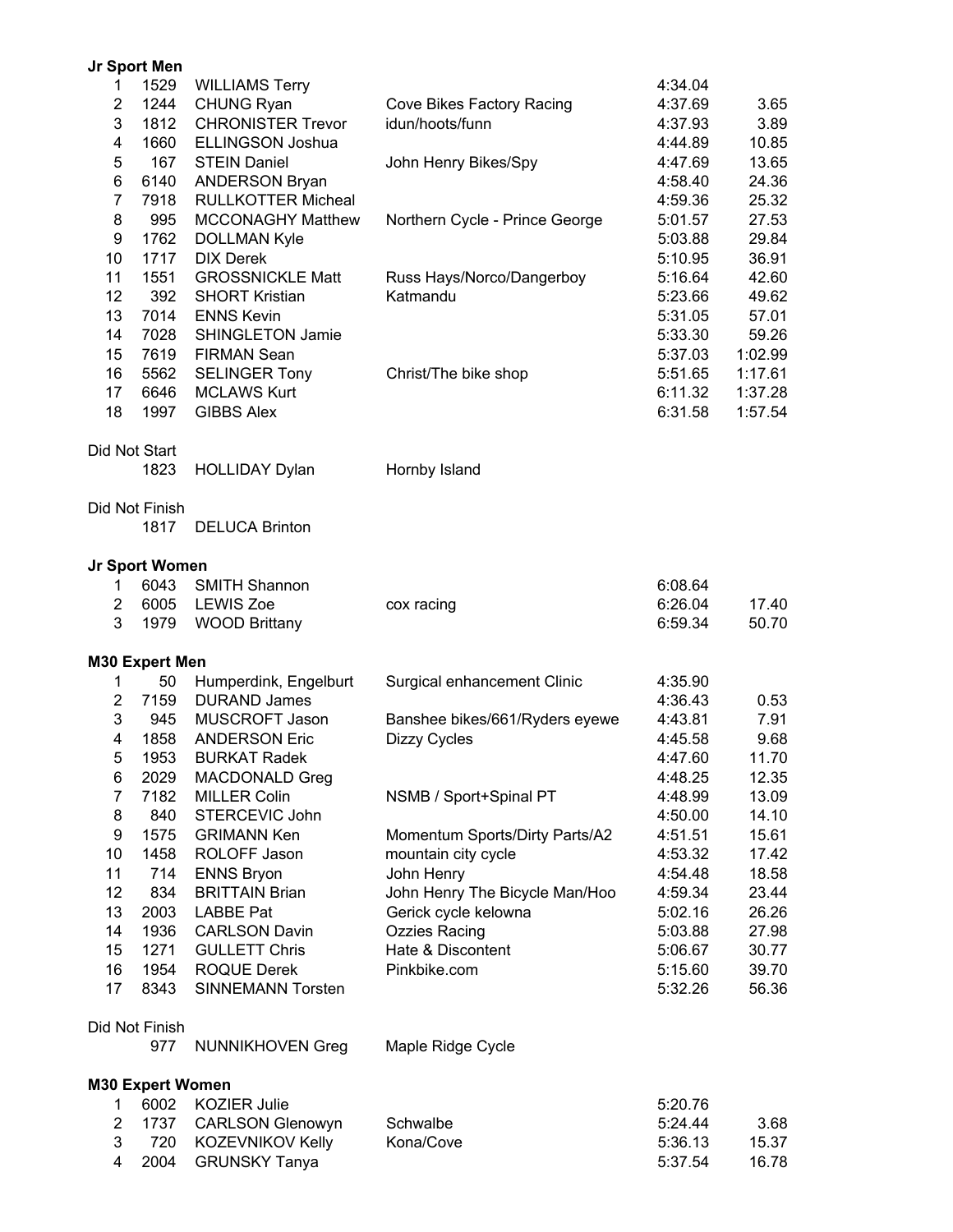### Jr Sport Men

| Place | No. | Name | Team | Time | Gap |
|---|---|---|---|---|---|
| 1 | 1529 | WILLIAMS Terry | | 4:34.04 | |
| 2 | 1244 | CHUNG Ryan | Cove Bikes Factory Racing | 4:37.69 | 3.65 |
| 3 | 1812 | CHRONISTER Trevor | idun/hoots/funn | 4:37.93 | 3.89 |
| 4 | 1660 | ELLINGSON Joshua | | 4:44.89 | 10.85 |
| 5 | 167 | STEIN Daniel | John Henry Bikes/Spy | 4:47.69 | 13.65 |
| 6 | 6140 | ANDERSON Bryan | | 4:58.40 | 24.36 |
| 7 | 7918 | RULLKOTTER Micheal | | 4:59.36 | 25.32 |
| 8 | 995 | MCCONAGHY Matthew | Northern Cycle - Prince George | 5:01.57 | 27.53 |
| 9 | 1762 | DOLLMAN Kyle | | 5:03.88 | 29.84 |
| 10 | 1717 | DIX Derek | | 5:10.95 | 36.91 |
| 11 | 1551 | GROSSNICKLE Matt | Russ Hays/Norco/Dangerboy | 5:16.64 | 42.60 |
| 12 | 392 | SHORT Kristian | Katmandu | 5:23.66 | 49.62 |
| 13 | 7014 | ENNS Kevin | | 5:31.05 | 57.01 |
| 14 | 7028 | SHINGLETON Jamie | | 5:33.30 | 59.26 |
| 15 | 7619 | FIRMAN Sean | | 5:37.03 | 1:02.99 |
| 16 | 5562 | SELINGER Tony | Christ/The bike shop | 5:51.65 | 1:17.61 |
| 17 | 6646 | MCLAWS Kurt | | 6:11.32 | 1:37.28 |
| 18 | 1997 | GIBBS Alex | | 6:31.58 | 1:57.54 |

Did Not Start

| No. | Name | Team |
|---|---|---|
| 1823 | HOLLIDAY Dylan | Hornby Island |

Did Not Finish

| No. | Name | Team |
|---|---|---|
| 1817 | DELUCA Brinton | |

### Jr Sport Women

| Place | No. | Name | Team | Time | Gap |
|---|---|---|---|---|---|
| 1 | 6043 | SMITH Shannon | | 6:08.64 | |
| 2 | 6005 | LEWIS Zoe | cox racing | 6:26.04 | 17.40 |
| 3 | 1979 | WOOD Brittany | | 6:59.34 | 50.70 |

### M30 Expert Men

| Place | No. | Name | Team | Time | Gap |
|---|---|---|---|---|---|
| 1 | 50 | Humperdink, Engelburt | Surgical enhancement Clinic | 4:35.90 | |
| 2 | 7159 | DURAND James | | 4:36.43 | 0.53 |
| 3 | 945 | MUSCROFT Jason | Banshee bikes/661/Ryders eyewe | 4:43.81 | 7.91 |
| 4 | 1858 | ANDERSON Eric | Dizzy Cycles | 4:45.58 | 9.68 |
| 5 | 1953 | BURKAT Radek | | 4:47.60 | 11.70 |
| 6 | 2029 | MACDONALD Greg | | 4:48.25 | 12.35 |
| 7 | 7182 | MILLER Colin | NSMB / Sport+Spinal PT | 4:48.99 | 13.09 |
| 8 | 840 | STERCEVIC John | | 4:50.00 | 14.10 |
| 9 | 1575 | GRIMANN Ken | Momentum Sports/Dirty Parts/A2 | 4:51.51 | 15.61 |
| 10 | 1458 | ROLOFF Jason | mountain city cycle | 4:53.32 | 17.42 |
| 11 | 714 | ENNS Bryon | John Henry | 4:54.48 | 18.58 |
| 12 | 834 | BRITTAIN Brian | John Henry The Bicycle Man/Hoo | 4:59.34 | 23.44 |
| 13 | 2003 | LABBE Pat | Gerick cycle kelowna | 5:02.16 | 26.26 |
| 14 | 1936 | CARLSON Davin | Ozzies Racing | 5:03.88 | 27.98 |
| 15 | 1271 | GULLETT Chris | Hate & Discontent | 5:06.67 | 30.77 |
| 16 | 1954 | ROQUE Derek | Pinkbike.com | 5:15.60 | 39.70 |
| 17 | 8343 | SINNEMANN Torsten | | 5:32.26 | 56.36 |

Did Not Finish

| No. | Name | Team |
|---|---|---|
| 977 | NUNNIKHOVEN Greg | Maple Ridge Cycle |

### M30 Expert Women

| Place | No. | Name | Team | Time | Gap |
|---|---|---|---|---|---|
| 1 | 6002 | KOZIER Julie | | 5:20.76 | |
| 2 | 1737 | CARLSON Glenowyn | Schwalbe | 5:24.44 | 3.68 |
| 3 | 720 | KOZEVNIKOV Kelly | Kona/Cove | 5:36.13 | 15.37 |
| 4 | 2004 | GRUNSKY Tanya | | 5:37.54 | 16.78 |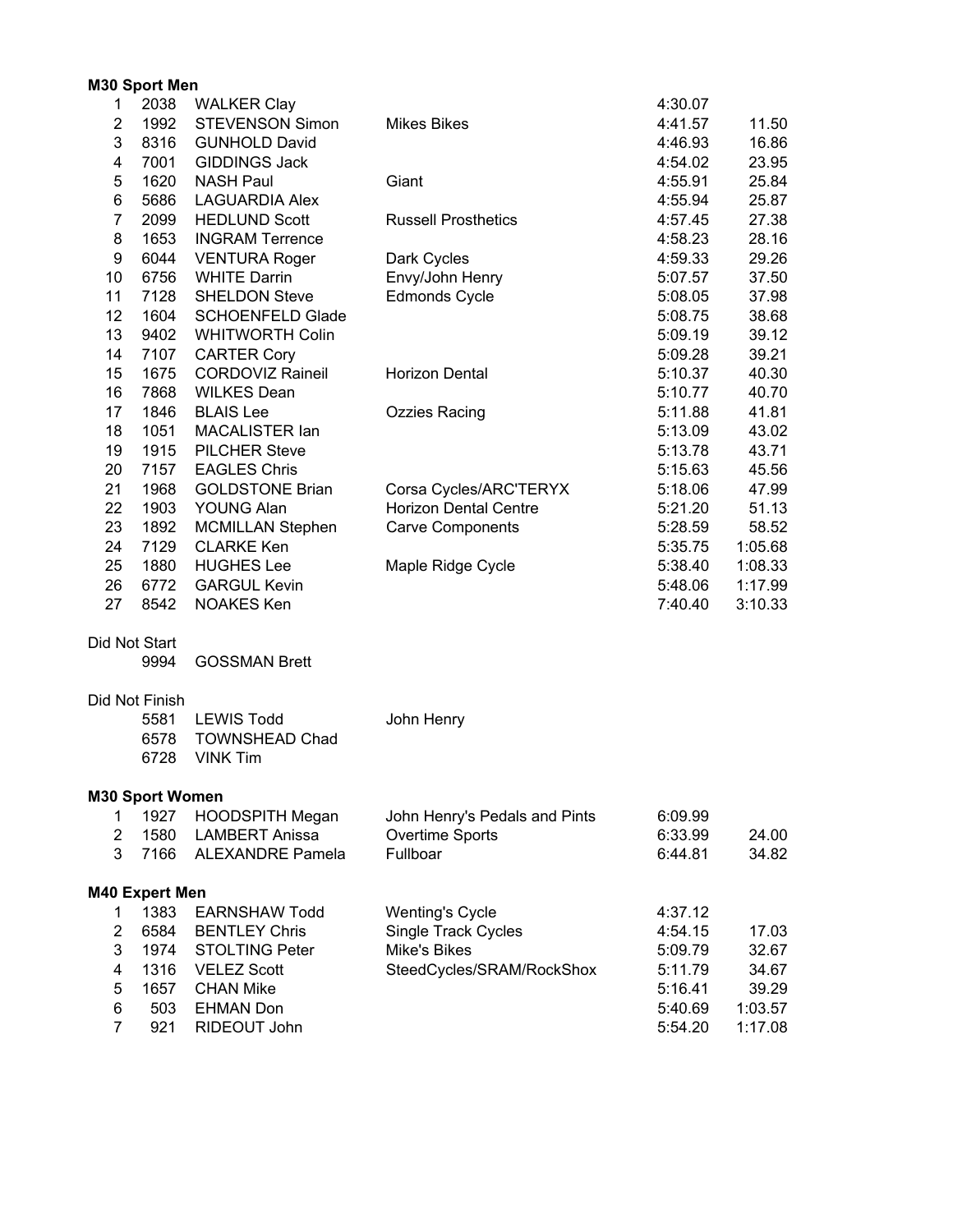**M30 Sport Men**

| Place | No. | Name | Team | Time | Gap |
|---|---|---|---|---|---|
| 1 | 2038 | WALKER Clay | | 4:30.07 | |
| 2 | 1992 | STEVENSON Simon | Mikes Bikes | 4:41.57 | 11.50 |
| 3 | 8316 | GUNHOLD David | | 4:46.93 | 16.86 |
| 4 | 7001 | GIDDINGS Jack | | 4:54.02 | 23.95 |
| 5 | 1620 | NASH Paul | Giant | 4:55.91 | 25.84 |
| 6 | 5686 | LAGUARDIA Alex | | 4:55.94 | 25.87 |
| 7 | 2099 | HEDLUND Scott | Russell Prosthetics | 4:57.45 | 27.38 |
| 8 | 1653 | INGRAM Terrence | | 4:58.23 | 28.16 |
| 9 | 6044 | VENTURA Roger | Dark Cycles | 4:59.33 | 29.26 |
| 10 | 6756 | WHITE Darrin | Envy/John Henry | 5:07.57 | 37.50 |
| 11 | 7128 | SHELDON Steve | Edmonds Cycle | 5:08.05 | 37.98 |
| 12 | 1604 | SCHOENFELD Glade | | 5:08.75 | 38.68 |
| 13 | 9402 | WHITWORTH Colin | | 5:09.19 | 39.12 |
| 14 | 7107 | CARTER Cory | | 5:09.28 | 39.21 |
| 15 | 1675 | CORDOVIZ Raineil | Horizon Dental | 5:10.37 | 40.30 |
| 16 | 7868 | WILKES Dean | | 5:10.77 | 40.70 |
| 17 | 1846 | BLAIS Lee | Ozzies Racing | 5:11.88 | 41.81 |
| 18 | 1051 | MACALISTER Ian | | 5:13.09 | 43.02 |
| 19 | 1915 | PILCHER Steve | | 5:13.78 | 43.71 |
| 20 | 7157 | EAGLES Chris | | 5:15.63 | 45.56 |
| 21 | 1968 | GOLDSTONE Brian | Corsa Cycles/ARC'TERYX | 5:18.06 | 47.99 |
| 22 | 1903 | YOUNG Alan | Horizon Dental Centre | 5:21.20 | 51.13 |
| 23 | 1892 | MCMILLAN Stephen | Carve Components | 5:28.59 | 58.52 |
| 24 | 7129 | CLARKE Ken | | 5:35.75 | 1:05.68 |
| 25 | 1880 | HUGHES Lee | Maple Ridge Cycle | 5:38.40 | 1:08.33 |
| 26 | 6772 | GARGUL Kevin | | 5:48.06 | 1:17.99 |
| 27 | 8542 | NOAKES Ken | | 7:40.40 | 3:10.33 |

Did Not Start

| No. | Name | Team |
|---|---|---|
| 9994 | GOSSMAN Brett | |

Did Not Finish

| No. | Name | Team |
|---|---|---|
| 5581 | LEWIS Todd | John Henry |
| 6578 | TOWNSHEAD Chad | |
| 6728 | VINK Tim | |

**M30 Sport Women**

| Place | No. | Name | Team | Time | Gap |
|---|---|---|---|---|---|
| 1 | 1927 | HOODSPITH Megan | John Henry's Pedals and Pints | 6:09.99 | |
| 2 | 1580 | LAMBERT Anissa | Overtime Sports | 6:33.99 | 24.00 |
| 3 | 7166 | ALEXANDRE Pamela | Fullboar | 6:44.81 | 34.82 |

**M40 Expert Men**

| Place | No. | Name | Team | Time | Gap |
|---|---|---|---|---|---|
| 1 | 1383 | EARNSHAW Todd | Wenting's Cycle | 4:37.12 | |
| 2 | 6584 | BENTLEY Chris | Single Track Cycles | 4:54.15 | 17.03 |
| 3 | 1974 | STOLTING Peter | Mike's Bikes | 5:09.79 | 32.67 |
| 4 | 1316 | VELEZ Scott | SteedCycles/SRAM/RockShox | 5:11.79 | 34.67 |
| 5 | 1657 | CHAN Mike | | 5:16.41 | 39.29 |
| 6 | 503 | EHMAN Don | | 5:40.69 | 1:03.57 |
| 7 | 921 | RIDEOUT John | | 5:54.20 | 1:17.08 |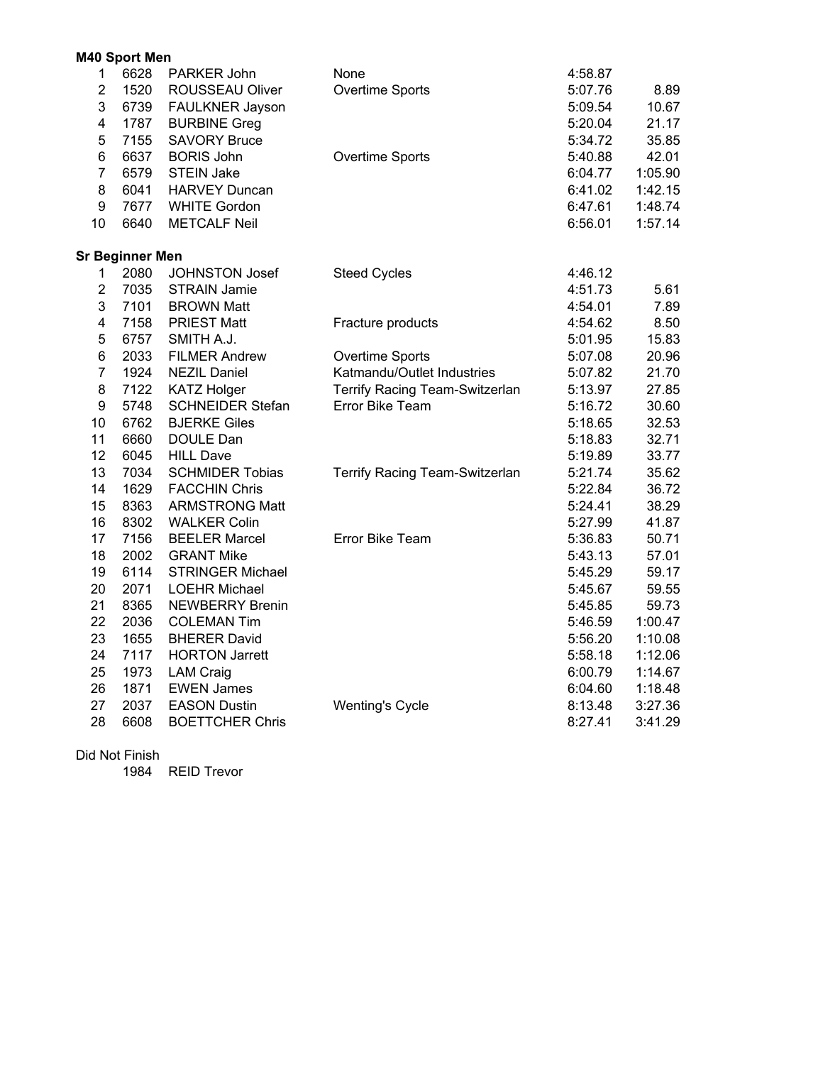**M40 Sport Men**

| | | | | | |
|---|---|---|---|---|---|
| 1 | 6628 | PARKER John | None | 4:58.87 | |
| 2 | 1520 | ROUSSEAU Oliver | Overtime Sports | 5:07.76 | 8.89 |
| 3 | 6739 | FAULKNER Jayson | | 5:09.54 | 10.67 |
| 4 | 1787 | BURBINE Greg | | 5:20.04 | 21.17 |
| 5 | 7155 | SAVORY Bruce | | 5:34.72 | 35.85 |
| 6 | 6637 | BORIS John | Overtime Sports | 5:40.88 | 42.01 |
| 7 | 6579 | STEIN Jake | | 6:04.77 | 1:05.90 |
| 8 | 6041 | HARVEY Duncan | | 6:41.02 | 1:42.15 |
| 9 | 7677 | WHITE Gordon | | 6:47.61 | 1:48.74 |
| 10 | 6640 | METCALF Neil | | 6:56.01 | 1:57.14 |

**Sr Beginner Men**

| | | | | | |
|---|---|---|---|---|---|
| 1 | 2080 | JOHNSTON Josef | Steed Cycles | 4:46.12 | |
| 2 | 7035 | STRAIN Jamie | | 4:51.73 | 5.61 |
| 3 | 7101 | BROWN Matt | | 4:54.01 | 7.89 |
| 4 | 7158 | PRIEST Matt | Fracture products | 4:54.62 | 8.50 |
| 5 | 6757 | SMITH A.J. | | 5:01.95 | 15.83 |
| 6 | 2033 | FILMER Andrew | Overtime Sports | 5:07.08 | 20.96 |
| 7 | 1924 | NEZIL Daniel | Katmandu/Outlet Industries | 5:07.82 | 21.70 |
| 8 | 7122 | KATZ Holger | Terrify Racing Team-Switzerlan | 5:13.97 | 27.85 |
| 9 | 5748 | SCHNEIDER Stefan | Error Bike Team | 5:16.72 | 30.60 |
| 10 | 6762 | BJERKE Giles | | 5:18.65 | 32.53 |
| 11 | 6660 | DOULE Dan | | 5:18.83 | 32.71 |
| 12 | 6045 | HILL Dave | | 5:19.89 | 33.77 |
| 13 | 7034 | SCHMIDER Tobias | Terrify Racing Team-Switzerlan | 5:21.74 | 35.62 |
| 14 | 1629 | FACCHIN Chris | | 5:22.84 | 36.72 |
| 15 | 8363 | ARMSTRONG Matt | | 5:24.41 | 38.29 |
| 16 | 8302 | WALKER Colin | | 5:27.99 | 41.87 |
| 17 | 7156 | BEELER Marcel | Error Bike Team | 5:36.83 | 50.71 |
| 18 | 2002 | GRANT Mike | | 5:43.13 | 57.01 |
| 19 | 6114 | STRINGER Michael | | 5:45.29 | 59.17 |
| 20 | 2071 | LOEHR Michael | | 5:45.67 | 59.55 |
| 21 | 8365 | NEWBERRY Brenin | | 5:45.85 | 59.73 |
| 22 | 2036 | COLEMAN Tim | | 5:46.59 | 1:00.47 |
| 23 | 1655 | BHERER David | | 5:56.20 | 1:10.08 |
| 24 | 7117 | HORTON Jarrett | | 5:58.18 | 1:12.06 |
| 25 | 1973 | LAM Craig | | 6:00.79 | 1:14.67 |
| 26 | 1871 | EWEN James | | 6:04.60 | 1:18.48 |
| 27 | 2037 | EASON Dustin | Wenting's Cycle | 8:13.48 | 3:27.36 |
| 28 | 6608 | BOETTCHER Chris | | 8:27.41 | 3:41.29 |

Did Not Finish

| | |
|---|---|
| 1984 | REID Trevor |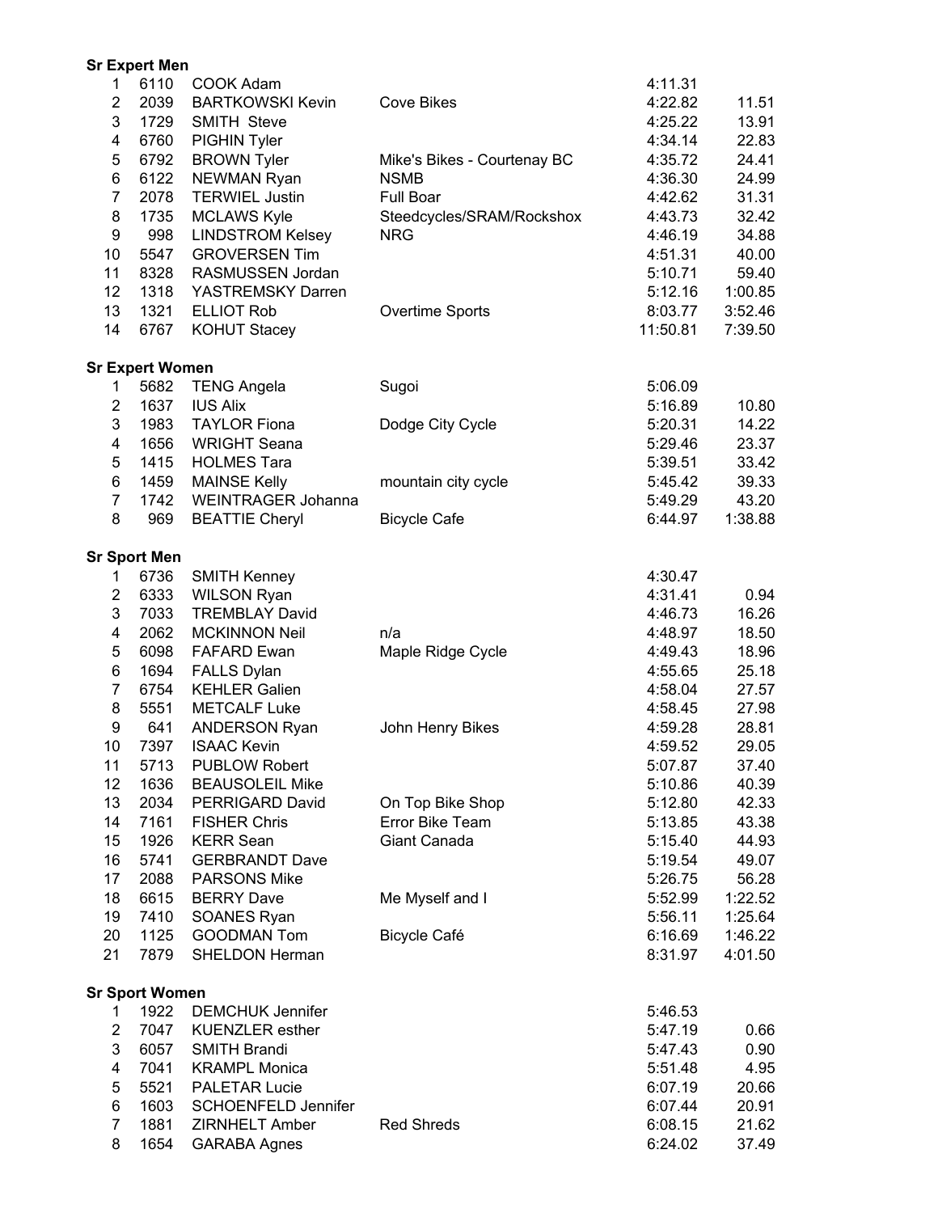**Sr Expert Men**

| | | | | | |
|---|---|---|---|---|---|
| 1 | 6110 | COOK Adam | | 4:11.31 | |
| 2 | 2039 | BARTKOWSKI Kevin | Cove Bikes | 4:22.82 | 11.51 |
| 3 | 1729 | SMITH Steve | | 4:25.22 | 13.91 |
| 4 | 6760 | PIGHIN Tyler | | 4:34.14 | 22.83 |
| 5 | 6792 | BROWN Tyler | Mike's Bikes - Courtenay BC | 4:35.72 | 24.41 |
| 6 | 6122 | NEWMAN Ryan | NSMB | 4:36.30 | 24.99 |
| 7 | 2078 | TERWIEL Justin | Full Boar | 4:42.62 | 31.31 |
| 8 | 1735 | MCLAWS Kyle | Steedcycles/SRAM/Rockshox | 4:43.73 | 32.42 |
| 9 | 998 | LINDSTROM Kelsey | NRG | 4:46.19 | 34.88 |
| 10 | 5547 | GROVERSEN Tim | | 4:51.31 | 40.00 |
| 11 | 8328 | RASMUSSEN Jordan | | 5:10.71 | 59.40 |
| 12 | 1318 | YASTREMSKY Darren | | 5:12.16 | 1:00.85 |
| 13 | 1321 | ELLIOT Rob | Overtime Sports | 8:03.77 | 3:52.46 |
| 14 | 6767 | KOHUT Stacey | | 11:50.81 | 7:39.50 |

**Sr Expert Women**

| | | | | | |
|---|---|---|---|---|---|
| 1 | 5682 | TENG Angela | Sugoi | 5:06.09 | |
| 2 | 1637 | IUS Alix | | 5:16.89 | 10.80 |
| 3 | 1983 | TAYLOR Fiona | Dodge City Cycle | 5:20.31 | 14.22 |
| 4 | 1656 | WRIGHT Seana | | 5:29.46 | 23.37 |
| 5 | 1415 | HOLMES Tara | | 5:39.51 | 33.42 |
| 6 | 1459 | MAINSE Kelly | mountain city cycle | 5:45.42 | 39.33 |
| 7 | 1742 | WEINTRAGER Johanna | | 5:49.29 | 43.20 |
| 8 | 969 | BEATTIE Cheryl | Bicycle Cafe | 6:44.97 | 1:38.88 |

**Sr Sport Men**

| | | | | | |
|---|---|---|---|---|---|
| 1 | 6736 | SMITH Kenney | | 4:30.47 | |
| 2 | 6333 | WILSON Ryan | | 4:31.41 | 0.94 |
| 3 | 7033 | TREMBLAY David | | 4:46.73 | 16.26 |
| 4 | 2062 | MCKINNON Neil | n/a | 4:48.97 | 18.50 |
| 5 | 6098 | FAFARD Ewan | Maple Ridge Cycle | 4:49.43 | 18.96 |
| 6 | 1694 | FALLS Dylan | | 4:55.65 | 25.18 |
| 7 | 6754 | KEHLER Galien | | 4:58.04 | 27.57 |
| 8 | 5551 | METCALF Luke | | 4:58.45 | 27.98 |
| 9 | 641 | ANDERSON Ryan | John Henry Bikes | 4:59.28 | 28.81 |
| 10 | 7397 | ISAAC Kevin | | 4:59.52 | 29.05 |
| 11 | 5713 | PUBLOW Robert | | 5:07.87 | 37.40 |
| 12 | 1636 | BEAUSOLEIL Mike | | 5:10.86 | 40.39 |
| 13 | 2034 | PERRIGARD David | On Top Bike Shop | 5:12.80 | 42.33 |
| 14 | 7161 | FISHER Chris | Error Bike Team | 5:13.85 | 43.38 |
| 15 | 1926 | KERR Sean | Giant Canada | 5:15.40 | 44.93 |
| 16 | 5741 | GERBRANDT Dave | | 5:19.54 | 49.07 |
| 17 | 2088 | PARSONS Mike | | 5:26.75 | 56.28 |
| 18 | 6615 | BERRY Dave | Me Myself and I | 5:52.99 | 1:22.52 |
| 19 | 7410 | SOANES Ryan | | 5:56.11 | 1:25.64 |
| 20 | 1125 | GOODMAN Tom | Bicycle Café | 6:16.69 | 1:46.22 |
| 21 | 7879 | SHELDON Herman | | 8:31.97 | 4:01.50 |

**Sr Sport Women**

| | | | | | |
|---|---|---|---|---|---|
| 1 | 1922 | DEMCHUK Jennifer | | 5:46.53 | |
| 2 | 7047 | KUENZLER esther | | 5:47.19 | 0.66 |
| 3 | 6057 | SMITH Brandi | | 5:47.43 | 0.90 |
| 4 | 7041 | KRAMPL Monica | | 5:51.48 | 4.95 |
| 5 | 5521 | PALETAR Lucie | | 6:07.19 | 20.66 |
| 6 | 1603 | SCHOENFELD Jennifer | | 6:07.44 | 20.91 |
| 7 | 1881 | ZIRNHELT Amber | Red Shreds | 6:08.15 | 21.62 |
| 8 | 1654 | GARABA Agnes | | 6:24.02 | 37.49 |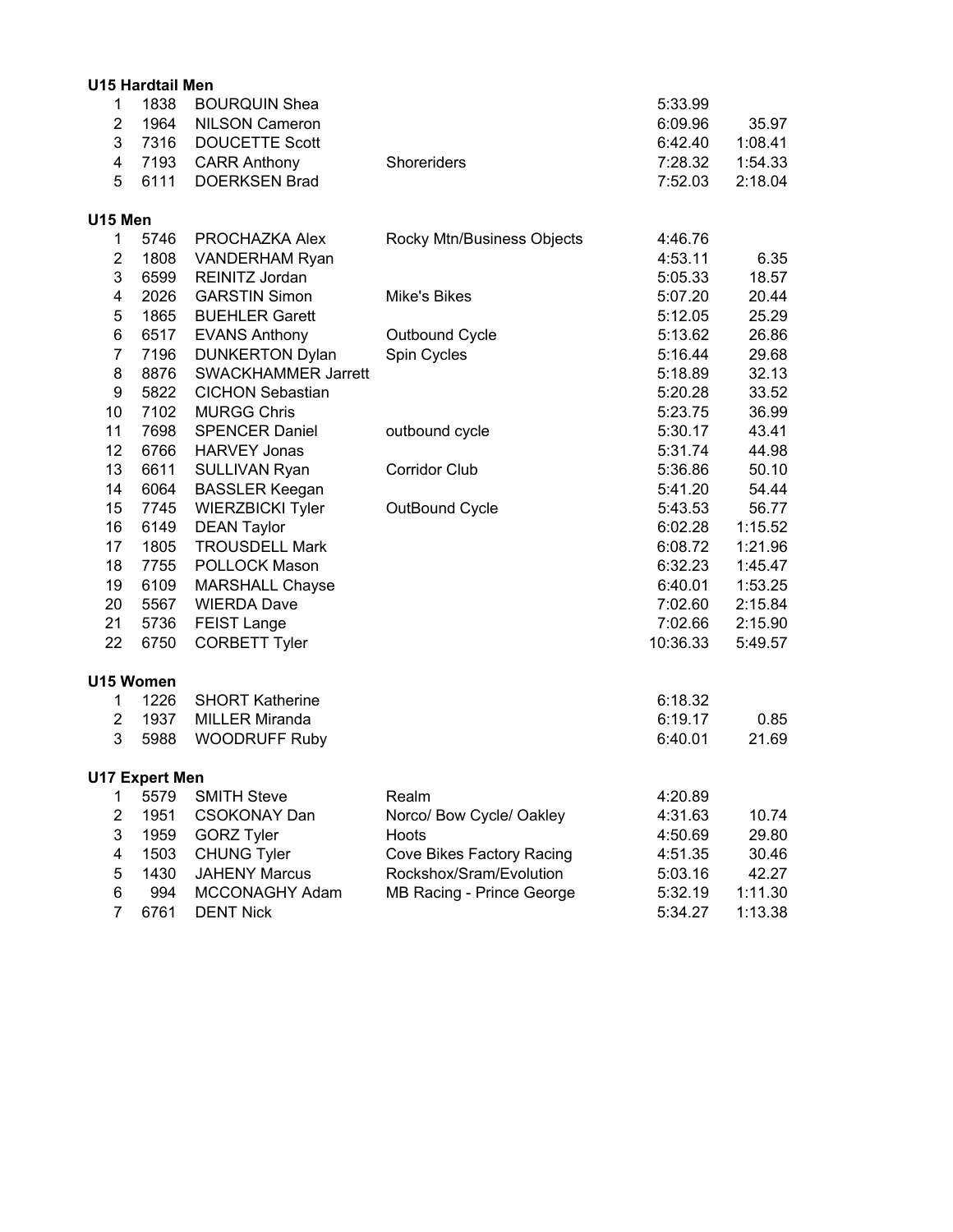**U15 Hardtail Men**

| Place | Bib | Name | Team | Time | Gap |
|---|---|---|---|---|---|
| 1 | 1838 | BOURQUIN Shea | | 5:33.99 | |
| 2 | 1964 | NILSON Cameron | | 6:09.96 | 35.97 |
| 3 | 7316 | DOUCETTE Scott | | 6:42.40 | 1:08.41 |
| 4 | 7193 | CARR Anthony | Shoreriders | 7:28.32 | 1:54.33 |
| 5 | 6111 | DOERKSEN Brad | | 7:52.03 | 2:18.04 |

**U15 Men**

| Place | Bib | Name | Team | Time | Gap |
|---|---|---|---|---|---|
| 1 | 5746 | PROCHAZKA Alex | Rocky Mtn/Business Objects | 4:46.76 | |
| 2 | 1808 | VANDERHAM Ryan | | 4:53.11 | 6.35 |
| 3 | 6599 | REINITZ Jordan | | 5:05.33 | 18.57 |
| 4 | 2026 | GARSTIN Simon | Mike's Bikes | 5:07.20 | 20.44 |
| 5 | 1865 | BUEHLER Garett | | 5:12.05 | 25.29 |
| 6 | 6517 | EVANS Anthony | Outbound Cycle | 5:13.62 | 26.86 |
| 7 | 7196 | DUNKERTON Dylan | Spin Cycles | 5:16.44 | 29.68 |
| 8 | 8876 | SWACKHAMMER Jarrett | | 5:18.89 | 32.13 |
| 9 | 5822 | CICHON Sebastian | | 5:20.28 | 33.52 |
| 10 | 7102 | MURGG Chris | | 5:23.75 | 36.99 |
| 11 | 7698 | SPENCER Daniel | outbound cycle | 5:30.17 | 43.41 |
| 12 | 6766 | HARVEY Jonas | | 5:31.74 | 44.98 |
| 13 | 6611 | SULLIVAN Ryan | Corridor Club | 5:36.86 | 50.10 |
| 14 | 6064 | BASSLER Keegan | | 5:41.20 | 54.44 |
| 15 | 7745 | WIERZBICKI Tyler | OutBound Cycle | 5:43.53 | 56.77 |
| 16 | 6149 | DEAN Taylor | | 6:02.28 | 1:15.52 |
| 17 | 1805 | TROUSDELL Mark | | 6:08.72 | 1:21.96 |
| 18 | 7755 | POLLOCK Mason | | 6:32.23 | 1:45.47 |
| 19 | 6109 | MARSHALL Chayse | | 6:40.01 | 1:53.25 |
| 20 | 5567 | WIERDA Dave | | 7:02.60 | 2:15.84 |
| 21 | 5736 | FEIST Lange | | 7:02.66 | 2:15.90 |
| 22 | 6750 | CORBETT Tyler | | 10:36.33 | 5:49.57 |

**U15 Women**

| Place | Bib | Name | Team | Time | Gap |
|---|---|---|---|---|---|
| 1 | 1226 | SHORT Katherine | | 6:18.32 | |
| 2 | 1937 | MILLER Miranda | | 6:19.17 | 0.85 |
| 3 | 5988 | WOODRUFF Ruby | | 6:40.01 | 21.69 |

**U17 Expert Men**

| Place | Bib | Name | Team | Time | Gap |
|---|---|---|---|---|---|
| 1 | 5579 | SMITH Steve | Realm | 4:20.89 | |
| 2 | 1951 | CSOKONAY Dan | Norco/ Bow Cycle/ Oakley | 4:31.63 | 10.74 |
| 3 | 1959 | GORZ Tyler | Hoots | 4:50.69 | 29.80 |
| 4 | 1503 | CHUNG Tyler | Cove Bikes Factory Racing | 4:51.35 | 30.46 |
| 5 | 1430 | JAHENY Marcus | Rockshox/Sram/Evolution | 5:03.16 | 42.27 |
| 6 | 994 | MCCONAGHY Adam | MB Racing - Prince George | 5:32.19 | 1:11.30 |
| 7 | 6761 | DENT Nick | | 5:34.27 | 1:13.38 |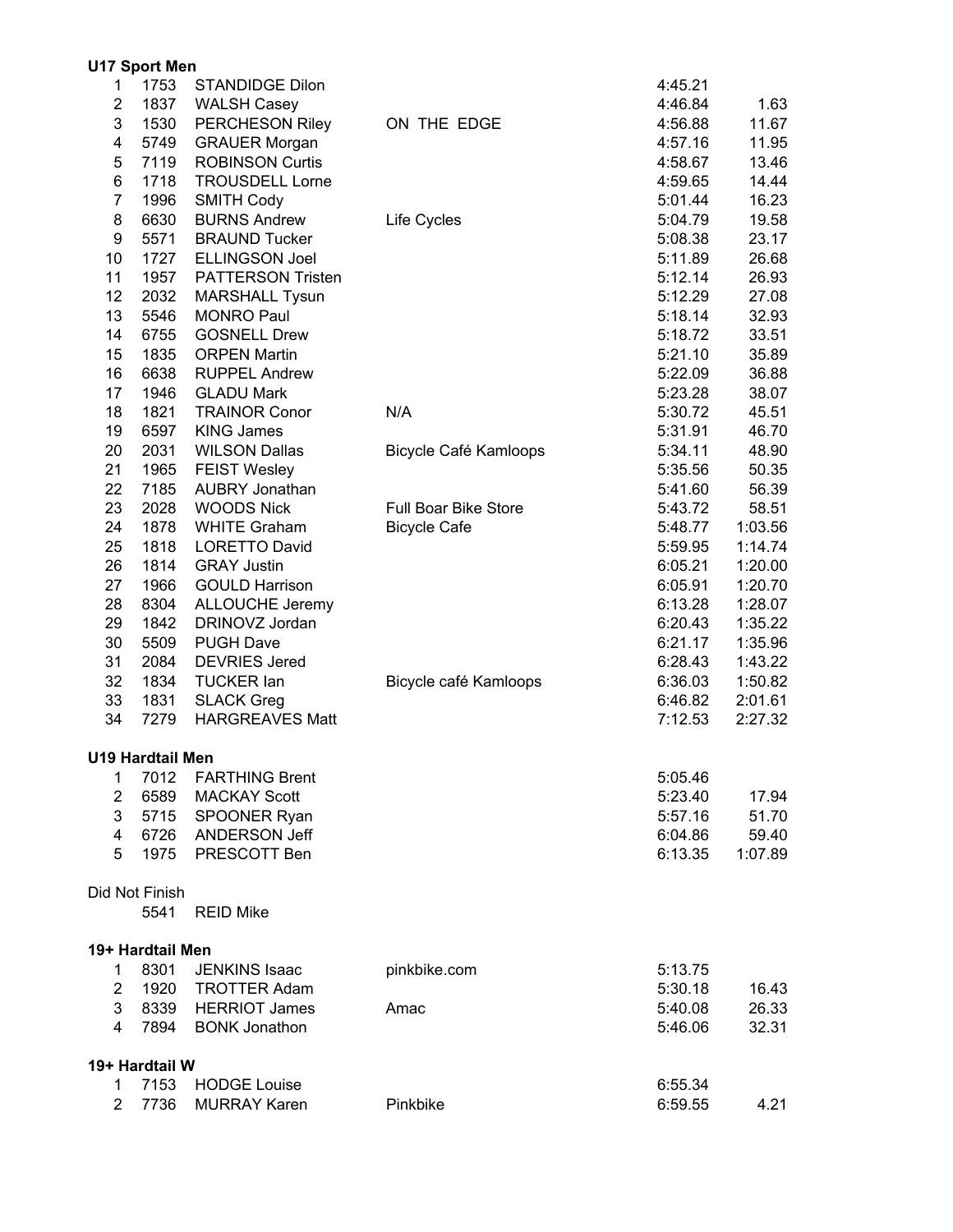**U17 Sport Men**

| | | | | | |
|---|---|---|---|---|---|
| 1 | 1753 | STANDIDGE Dilon | | 4:45.21 | |
| 2 | 1837 | WALSH Casey | | 4:46.84 | 1.63 |
| 3 | 1530 | PERCHESON Riley | ON THE EDGE | 4:56.88 | 11.67 |
| 4 | 5749 | GRAUER Morgan | | 4:57.16 | 11.95 |
| 5 | 7119 | ROBINSON Curtis | | 4:58.67 | 13.46 |
| 6 | 1718 | TROUSDELL Lorne | | 4:59.65 | 14.44 |
| 7 | 1996 | SMITH Cody | | 5:01.44 | 16.23 |
| 8 | 6630 | BURNS Andrew | Life Cycles | 5:04.79 | 19.58 |
| 9 | 5571 | BRAUND Tucker | | 5:08.38 | 23.17 |
| 10 | 1727 | ELLINGSON Joel | | 5:11.89 | 26.68 |
| 11 | 1957 | PATTERSON Tristen | | 5:12.14 | 26.93 |
| 12 | 2032 | MARSHALL Tysun | | 5:12.29 | 27.08 |
| 13 | 5546 | MONRO Paul | | 5:18.14 | 32.93 |
| 14 | 6755 | GOSNELL Drew | | 5:18.72 | 33.51 |
| 15 | 1835 | ORPEN Martin | | 5:21.10 | 35.89 |
| 16 | 6638 | RUPPEL Andrew | | 5:22.09 | 36.88 |
| 17 | 1946 | GLADU Mark | | 5:23.28 | 38.07 |
| 18 | 1821 | TRAINOR Conor | N/A | 5:30.72 | 45.51 |
| 19 | 6597 | KING James | | 5:31.91 | 46.70 |
| 20 | 2031 | WILSON Dallas | Bicycle Café Kamloops | 5:34.11 | 48.90 |
| 21 | 1965 | FEIST Wesley | | 5:35.56 | 50.35 |
| 22 | 7185 | AUBRY Jonathan | | 5:41.60 | 56.39 |
| 23 | 2028 | WOODS Nick | Full Boar Bike Store | 5:43.72 | 58.51 |
| 24 | 1878 | WHITE Graham | Bicycle Cafe | 5:48.77 | 1:03.56 |
| 25 | 1818 | LORETTO David | | 5:59.95 | 1:14.74 |
| 26 | 1814 | GRAY Justin | | 6:05.21 | 1:20.00 |
| 27 | 1966 | GOULD Harrison | | 6:05.91 | 1:20.70 |
| 28 | 8304 | ALLOUCHE Jeremy | | 6:13.28 | 1:28.07 |
| 29 | 1842 | DRINOVZ Jordan | | 6:20.43 | 1:35.22 |
| 30 | 5509 | PUGH Dave | | 6:21.17 | 1:35.96 |
| 31 | 2084 | DEVRIES Jered | | 6:28.43 | 1:43.22 |
| 32 | 1834 | TUCKER Ian | Bicycle café Kamloops | 6:36.03 | 1:50.82 |
| 33 | 1831 | SLACK Greg | | 6:46.82 | 2:01.61 |
| 34 | 7279 | HARGREAVES Matt | | 7:12.53 | 2:27.32 |

**U19 Hardtail Men**

| | | | | | |
|---|---|---|---|---|---|
| 1 | 7012 | FARTHING Brent | | 5:05.46 | |
| 2 | 6589 | MACKAY Scott | | 5:23.40 | 17.94 |
| 3 | 5715 | SPOONER Ryan | | 5:57.16 | 51.70 |
| 4 | 6726 | ANDERSON Jeff | | 6:04.86 | 59.40 |
| 5 | 1975 | PRESCOTT Ben | | 6:13.35 | 1:07.89 |

Did Not Finish

| | |
|---|---|
| 5541 | REID Mike |

**19+ Hardtail Men**

| | | | | | |
|---|---|---|---|---|---|
| 1 | 8301 | JENKINS Isaac | pinkbike.com | 5:13.75 | |
| 2 | 1920 | TROTTER Adam | | 5:30.18 | 16.43 |
| 3 | 8339 | HERRIOT James | Amac | 5:40.08 | 26.33 |
| 4 | 7894 | BONK Jonathon | | 5:46.06 | 32.31 |

**19+ Hardtail W**

| | | | | | |
|---|---|---|---|---|---|
| 1 | 7153 | HODGE Louise | | 6:55.34 | |
| 2 | 7736 | MURRAY Karen | Pinkbike | 6:59.55 | 4.21 |